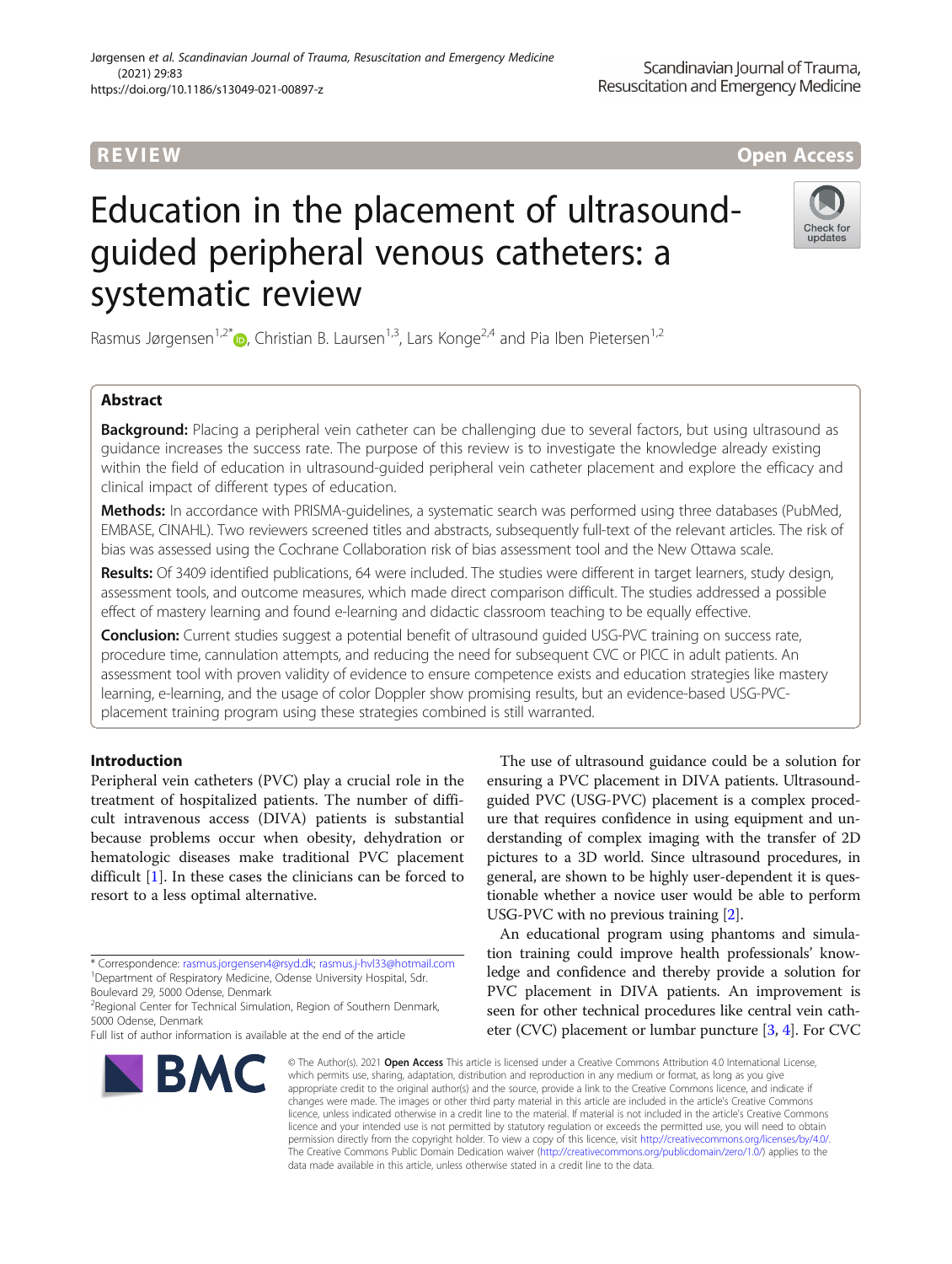REVIEW

Open Access

# Education in the placement of ultrasound-guided peripheral venous catheters: a systematic review

Rasmus Jørgensen[1,2*], Christian B. Laursen[1,3], Lars Konge[2,4] and Pia Iben Pietersen[1,2]

## Abstract

**Background:** Placing a peripheral vein catheter can be challenging due to several factors, but using ultrasound as guidance increases the success rate. The purpose of this review is to investigate the knowledge already existing within the field of education in ultrasound-guided peripheral vein catheter placement and explore the efficacy and clinical impact of different types of education.

**Methods:** In accordance with PRISMA-guidelines, a systematic search was performed using three databases (PubMed, EMBASE, CINAHL). Two reviewers screened titles and abstracts, subsequently full-text of the relevant articles. The risk of bias was assessed using the Cochrane Collaboration risk of bias assessment tool and the New Ottawa scale.

**Results:** Of 3409 identified publications, 64 were included. The studies were different in target learners, study design, assessment tools, and outcome measures, which made direct comparison difficult. The studies addressed a possible effect of mastery learning and found e-learning and didactic classroom teaching to be equally effective.

**Conclusion:** Current studies suggest a potential benefit of ultrasound guided USG-PVC training on success rate, procedure time, cannulation attempts, and reducing the need for subsequent CVC or PICC in adult patients. An assessment tool with proven validity of evidence to ensure competence exists and education strategies like mastery learning, e-learning, and the usage of color Doppler show promising results, but an evidence-based USG-PVC-placement training program using these strategies combined is still warranted.

## Introduction

Peripheral vein catheters (PVC) play a crucial role in the treatment of hospitalized patients. The number of difficult intravenous access (DIVA) patients is substantial because problems occur when obesity, dehydration or hematologic diseases make traditional PVC placement difficult [1]. In these cases the clinicians can be forced to resort to a less optimal alternative.

The use of ultrasound guidance could be a solution for ensuring a PVC placement in DIVA patients. Ultrasound-guided PVC (USG-PVC) placement is a complex procedure that requires confidence in using equipment and understanding of complex imaging with the transfer of 2D pictures to a 3D world. Since ultrasound procedures, in general, are shown to be highly user-dependent it is questionable whether a novice user would be able to perform USG-PVC with no previous training [2].

An educational program using phantoms and simulation training could improve health professionals' knowledge and confidence and thereby provide a solution for PVC placement in DIVA patients. An improvement is seen for other technical procedures like central vein catheter (CVC) placement or lumbar puncture [3, 4]. For CVC

* Correspondence: rasmus.jorgensen4@rsyd.dk; rasmus.j-hvl33@hotmail.com
[1]Department of Respiratory Medicine, Odense University Hospital, Sdr. Boulevard 29, 5000 Odense, Denmark
[2]Regional Center for Technical Simulation, Region of Southern Denmark, 5000 Odense, Denmark
Full list of author information is available at the end of the article

© The Author(s). 2021 **Open Access** This article is licensed under a Creative Commons Attribution 4.0 International License, which permits use, sharing, adaptation, distribution and reproduction in any medium or format, as long as you give appropriate credit to the original author(s) and the source, provide a link to the Creative Commons licence, and indicate if changes were made. The images or other third party material in this article are included in the article's Creative Commons licence, unless indicated otherwise in a credit line to the material. If material is not included in the article's Creative Commons licence and your intended use is not permitted by statutory regulation or exceeds the permitted use, you will need to obtain permission directly from the copyright holder. To view a copy of this licence, visit http://creativecommons.org/licenses/by/4.0/. The Creative Commons Public Domain Dedication waiver (http://creativecommons.org/publicdomain/zero/1.0/) applies to the data made available in this article, unless otherwise stated in a credit line to the data.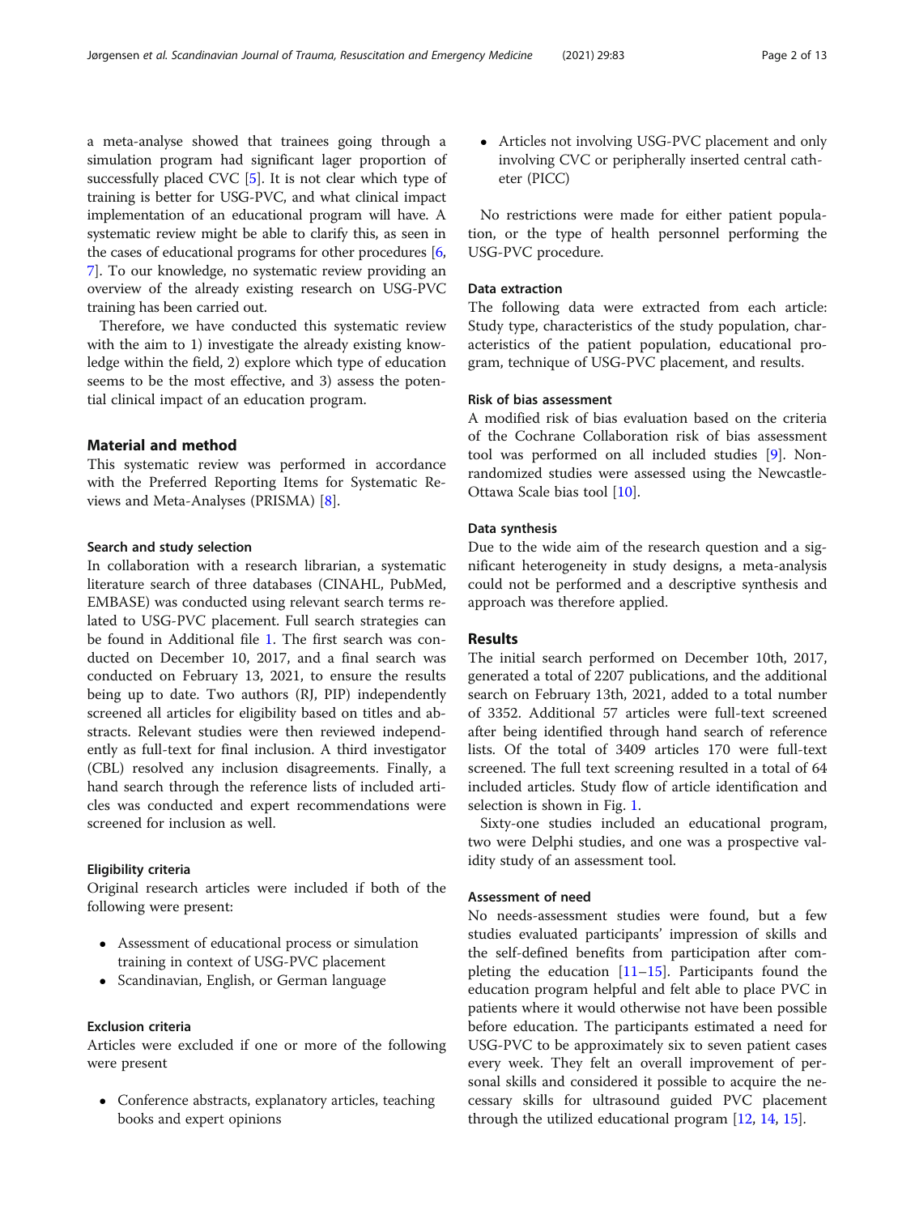a meta-analyse showed that trainees going through a simulation program had significant lager proportion of successfully placed CVC [5]. It is not clear which type of training is better for USG-PVC, and what clinical impact implementation of an educational program will have. A systematic review might be able to clarify this, as seen in the cases of educational programs for other procedures [6, 7]. To our knowledge, no systematic review providing an overview of the already existing research on USG-PVC training has been carried out.

Therefore, we have conducted this systematic review with the aim to 1) investigate the already existing knowledge within the field, 2) explore which type of education seems to be the most effective, and 3) assess the potential clinical impact of an education program.

## Material and method

This systematic review was performed in accordance with the Preferred Reporting Items for Systematic Reviews and Meta-Analyses (PRISMA) [8].

### Search and study selection

In collaboration with a research librarian, a systematic literature search of three databases (CINAHL, PubMed, EMBASE) was conducted using relevant search terms related to USG-PVC placement. Full search strategies can be found in Additional file 1. The first search was conducted on December 10, 2017, and a final search was conducted on February 13, 2021, to ensure the results being up to date. Two authors (RJ, PIP) independently screened all articles for eligibility based on titles and abstracts. Relevant studies were then reviewed independently as full-text for final inclusion. A third investigator (CBL) resolved any inclusion disagreements. Finally, a hand search through the reference lists of included articles was conducted and expert recommendations were screened for inclusion as well.

### Eligibility criteria

Original research articles were included if both of the following were present:

- Assessment of educational process or simulation training in context of USG-PVC placement
- Scandinavian, English, or German language

### Exclusion criteria

Articles were excluded if one or more of the following were present

- Conference abstracts, explanatory articles, teaching books and expert opinions
- Articles not involving USG-PVC placement and only involving CVC or peripherally inserted central catheter (PICC)

No restrictions were made for either patient population, or the type of health personnel performing the USG-PVC procedure.

### Data extraction

The following data were extracted from each article: Study type, characteristics of the study population, characteristics of the patient population, educational program, technique of USG-PVC placement, and results.

### Risk of bias assessment

A modified risk of bias evaluation based on the criteria of the Cochrane Collaboration risk of bias assessment tool was performed on all included studies [9]. Non-randomized studies were assessed using the Newcastle-Ottawa Scale bias tool [10].

### Data synthesis

Due to the wide aim of the research question and a significant heterogeneity in study designs, a meta-analysis could not be performed and a descriptive synthesis and approach was therefore applied.

## Results

The initial search performed on December 10th, 2017, generated a total of 2207 publications, and the additional search on February 13th, 2021, added to a total number of 3352. Additional 57 articles were full-text screened after being identified through hand search of reference lists. Of the total of 3409 articles 170 were full-text screened. The full text screening resulted in a total of 64 included articles. Study flow of article identification and selection is shown in Fig. 1.

Sixty-one studies included an educational program, two were Delphi studies, and one was a prospective validity study of an assessment tool.

### Assessment of need

No needs-assessment studies were found, but a few studies evaluated participants' impression of skills and the self-defined benefits from participation after completing the education [11–15]. Participants found the education program helpful and felt able to place PVC in patients where it would otherwise not have been possible before education. The participants estimated a need for USG-PVC to be approximately six to seven patient cases every week. They felt an overall improvement of personal skills and considered it possible to acquire the necessary skills for ultrasound guided PVC placement through the utilized educational program [12, 14, 15].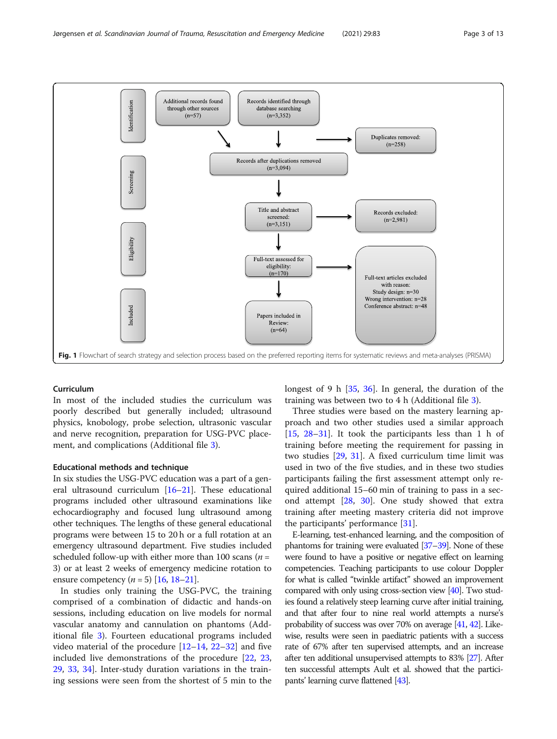Additional records found through other sources (n=57)

Records identified through database searching (n=3,352)

Duplicates removed: (n=258)

Records after duplications removed (n=3,094)

Title and abstract screened: (n=3,151)

Records excluded: (n=2,981)

Full-text assessed for eligibility: (n=170)

Full-text articles excluded with reason: Study design: n=30 Wrong intervention: n=28 Conference abstract: n=48

Papers included in Review: (n=64)

Identification | Screening | Eligibility | Included

**Fig. 1** Flowchart of search strategy and selection process based on the preferred reporting items for systematic reviews and meta-analyses (PRISMA)

### Curriculum

In most of the included studies the curriculum was poorly described but generally included; ultrasound physics, knobology, probe selection, ultrasonic vascular and nerve recognition, preparation for USG-PVC placement, and complications (Additional file 3).

### Educational methods and technique

In six studies the USG-PVC education was a part of a general ultrasound curriculum [16–21]. These educational programs included other ultrasound examinations like echocardiography and focused lung ultrasound among other techniques. The lengths of these general educational programs were between 15 to 20 h or a full rotation at an emergency ultrasound department. Five studies included scheduled follow-up with either more than 100 scans ($n$ = 3) or at least 2 weeks of emergency medicine rotation to ensure competency ($n$ = 5) [16, 18–21].

In studies only training the USG-PVC, the training comprised of a combination of didactic and hands-on sessions, including education on live models for normal vascular anatomy and cannulation on phantoms (Additional file 3). Fourteen educational programs included video material of the procedure [12–14, 22–32] and five included live demonstrations of the procedure [22, 23, 29, 33, 34]. Inter-study duration variations in the training sessions were seen from the shortest of 5 min to the longest of 9 h [35, 36]. In general, the duration of the training was between two to 4 h (Additional file 3).

Three studies were based on the mastery learning approach and two other studies used a similar approach [15, 28–31]. It took the participants less than 1 h of training before meeting the requirement for passing in two studies [29, 31]. A fixed curriculum time limit was used in two of the five studies, and in these two studies participants failing the first assessment attempt only required additional 15–60 min of training to pass in a second attempt [28, 30]. One study showed that extra training after meeting mastery criteria did not improve the participants' performance [31].

E-learning, test-enhanced learning, and the composition of phantoms for training were evaluated [37–39]. None of these were found to have a positive or negative effect on learning competencies. Teaching participants to use colour Doppler for what is called "twinkle artifact" showed an improvement compared with only using cross-section view [40]. Two studies found a relatively steep learning curve after initial training, and that after four to nine real world attempts a nurse's probability of success was over 70% on average [41, 42]. Likewise, results were seen in paediatric patients with a success rate of 67% after ten supervised attempts, and an increase after ten additional unsupervised attempts to 83% [27]. After ten successful attempts Ault et al. showed that the participants' learning curve flattened [43].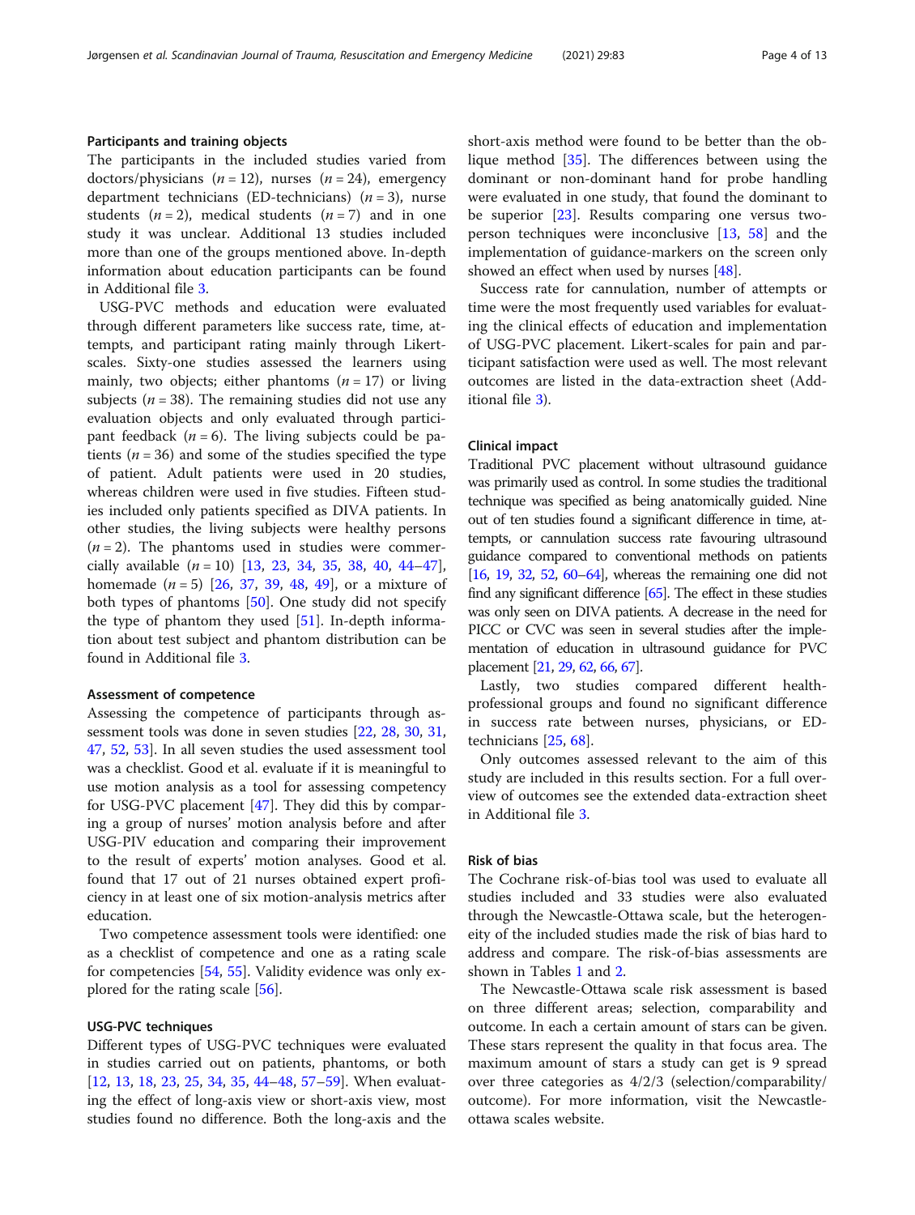### Participants and training objects

The participants in the included studies varied from doctors/physicians ($n = 12$), nurses ($n = 24$), emergency department technicians (ED-technicians) ($n = 3$), nurse students ($n = 2$), medical students ($n = 7$) and in one study it was unclear. Additional 13 studies included more than one of the groups mentioned above. In-depth information about education participants can be found in Additional file 3.

USG-PVC methods and education were evaluated through different parameters like success rate, time, attempts, and participant rating mainly through Likert-scales. Sixty-one studies assessed the learners using mainly, two objects; either phantoms ($n = 17$) or living subjects ($n = 38$). The remaining studies did not use any evaluation objects and only evaluated through participant feedback ($n = 6$). The living subjects could be patients ($n = 36$) and some of the studies specified the type of patient. Adult patients were used in 20 studies, whereas children were used in five studies. Fifteen studies included only patients specified as DIVA patients. In other studies, the living subjects were healthy persons ($n = 2$). The phantoms used in studies were commercially available ($n = 10$) [13, 23, 34, 35, 38, 40, 44–47], homemade ($n = 5$) [26, 37, 39, 48, 49], or a mixture of both types of phantoms [50]. One study did not specify the type of phantom they used [51]. In-depth information about test subject and phantom distribution can be found in Additional file 3.

### Assessment of competence

Assessing the competence of participants through assessment tools was done in seven studies [22, 28, 30, 31, 47, 52, 53]. In all seven studies the used assessment tool was a checklist. Good et al. evaluate if it is meaningful to use motion analysis as a tool for assessing competency for USG-PVC placement [47]. They did this by comparing a group of nurses' motion analysis before and after USG-PIV education and comparing their improvement to the result of experts' motion analyses. Good et al. found that 17 out of 21 nurses obtained expert proficiency in at least one of six motion-analysis metrics after education.

Two competence assessment tools were identified: one as a checklist of competence and one as a rating scale for competencies [54, 55]. Validity evidence was only explored for the rating scale [56].

### USG-PVC techniques

Different types of USG-PVC techniques were evaluated in studies carried out on patients, phantoms, or both [12, 13, 18, 23, 25, 34, 35, 44–48, 57–59]. When evaluating the effect of long-axis view or short-axis view, most studies found no difference. Both the long-axis and the short-axis method were found to be better than the oblique method [35]. The differences between using the dominant or non-dominant hand for probe handling were evaluated in one study, that found the dominant to be superior [23]. Results comparing one versus two-person techniques were inconclusive [13, 58] and the implementation of guidance-markers on the screen only showed an effect when used by nurses [48].

Success rate for cannulation, number of attempts or time were the most frequently used variables for evaluating the clinical effects of education and implementation of USG-PVC placement. Likert-scales for pain and participant satisfaction were used as well. The most relevant outcomes are listed in the data-extraction sheet (Additional file 3).

### Clinical impact

Traditional PVC placement without ultrasound guidance was primarily used as control. In some studies the traditional technique was specified as being anatomically guided. Nine out of ten studies found a significant difference in time, attempts, or cannulation success rate favouring ultrasound guidance compared to conventional methods on patients [16, 19, 32, 52, 60–64], whereas the remaining one did not find any significant difference [65]. The effect in these studies was only seen on DIVA patients. A decrease in the need for PICC or CVC was seen in several studies after the implementation of education in ultrasound guidance for PVC placement [21, 29, 62, 66, 67].

Lastly, two studies compared different health-professional groups and found no significant difference in success rate between nurses, physicians, or ED-technicians [25, 68].

Only outcomes assessed relevant to the aim of this study are included in this results section. For a full overview of outcomes see the extended data-extraction sheet in Additional file 3.

### Risk of bias

The Cochrane risk-of-bias tool was used to evaluate all studies included and 33 studies were also evaluated through the Newcastle-Ottawa scale, but the heterogeneity of the included studies made the risk of bias hard to address and compare. The risk-of-bias assessments are shown in Tables 1 and 2.

The Newcastle-Ottawa scale risk assessment is based on three different areas; selection, comparability and outcome. In each a certain amount of stars can be given. These stars represent the quality in that focus area. The maximum amount of stars a study can get is 9 spread over three categories as 4/2/3 (selection/comparability/outcome). For more information, visit the Newcastle-ottawa scales website.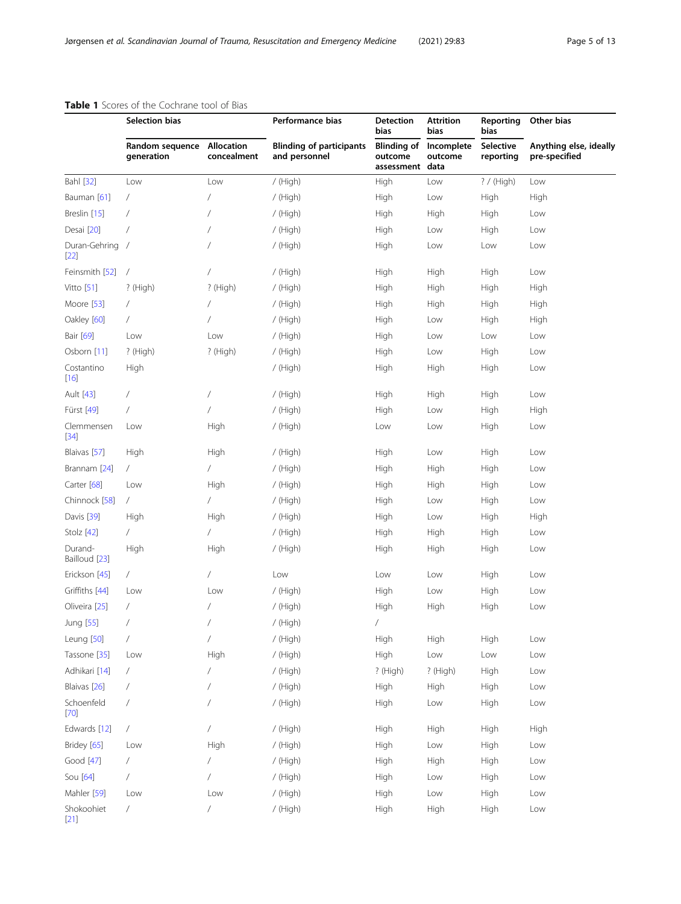**Table 1** Scores of the Cochrane tool of Bias

| | Selection bias | | Performance bias | Detection bias | Attrition bias | Reporting bias | Other bias |
|---|---|---|---|---|---|---|---|
| | Random sequence generation | Allocation concealment | Blinding of participants and personnel | Blinding of outcome assessment | Incomplete outcome data | Selective reporting | Anything else, ideally pre-specified |
| Bahl [32] | Low | Low | / (High) | High | Low | ? / (High) | Low |
| Bauman [61] | / | / | / (High) | High | Low | High | High |
| Breslin [15] | / | / | / (High) | High | High | High | Low |
| Desai [20] | / | / | / (High) | High | Low | High | Low |
| Duran-Gehring [22] | / | / | / (High) | High | Low | Low | Low |
| Feinsmith [52] | / | / | / (High) | High | High | High | Low |
| Vitto [51] | ? (High) | ? (High) | / (High) | High | High | High | High |
| Moore [53] | / | / | / (High) | High | High | High | High |
| Oakley [60] | / | / | / (High) | High | Low | High | High |
| Bair [69] | Low | Low | / (High) | High | Low | Low | Low |
| Osborn [11] | ? (High) | ? (High) | / (High) | High | Low | High | Low |
| Costantino [16] | High | | / (High) | High | High | High | Low |
| Ault [43] | / | / | / (High) | High | High | High | Low |
| Fürst [49] | / | / | / (High) | High | Low | High | High |
| Clemmensen [34] | Low | High | / (High) | Low | Low | High | Low |
| Blaivas [57] | High | High | / (High) | High | Low | High | Low |
| Brannam [24] | / | / | / (High) | High | High | High | Low |
| Carter [68] | Low | High | / (High) | High | High | High | Low |
| Chinnock [58] | / | / | / (High) | High | Low | High | Low |
| Davis [39] | High | High | / (High) | High | Low | High | High |
| Stolz [42] | / | / | / (High) | High | High | High | Low |
| Durand-Bailloud [23] | High | High | / (High) | High | High | High | Low |
| Erickson [45] | / | / | Low | Low | Low | High | Low |
| Griffiths [44] | Low | Low | / (High) | High | Low | High | Low |
| Oliveira [25] | / | / | / (High) | High | High | High | Low |
| Jung [55] | / | / | / (High) | / | | | |
| Leung [50] | / | / | / (High) | High | High | High | Low |
| Tassone [35] | Low | High | / (High) | High | Low | Low | Low |
| Adhikari [14] | / | / | / (High) | ? (High) | ? (High) | High | Low |
| Blaivas [26] | / | / | / (High) | High | High | High | Low |
| Schoenfeld [70] | / | / | / (High) | High | Low | High | Low |
| Edwards [12] | / | / | / (High) | High | High | High | High |
| Bridey [65] | Low | High | / (High) | High | Low | High | Low |
| Good [47] | / | / | / (High) | High | High | High | Low |
| Sou [64] | / | / | / (High) | High | Low | High | Low |
| Mahler [59] | Low | Low | / (High) | High | Low | High | Low |
| Shokoohiet [21] | / | / | / (High) | High | High | High | Low |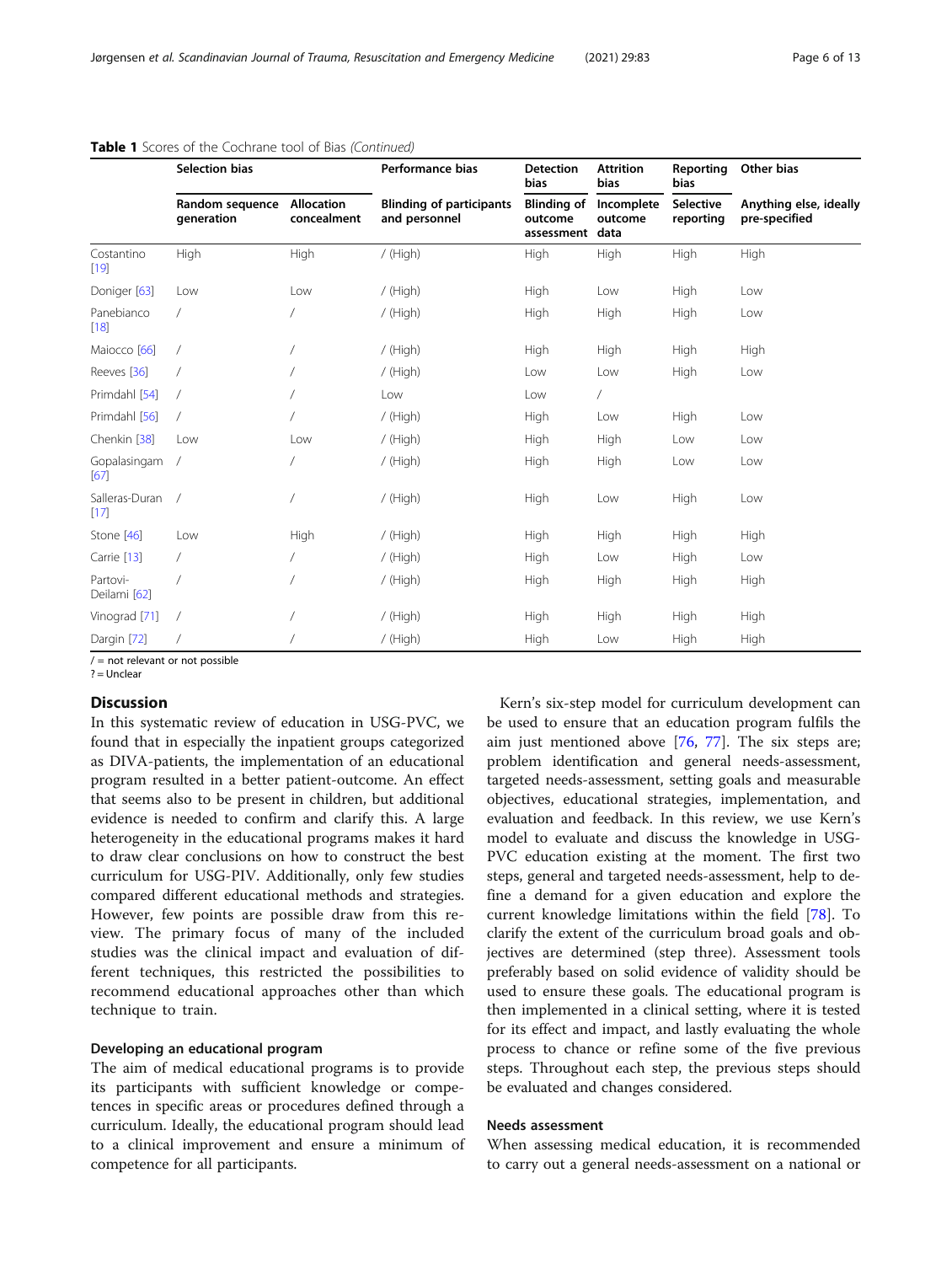**Table 1** Scores of the Cochrane tool of Bias *(Continued)*

| | Selection bias | | Performance bias | Detection bias | Attrition bias | Reporting bias | Other bias |
|---|---|---|---|---|---|---|---|
| | Random sequence generation | Allocation concealment | Blinding of participants and personnel | Blinding of outcome assessment | Incomplete outcome data | Selective reporting | Anything else, ideally pre-specified |
| Costantino [19] | High | High | / (High) | High | High | High | High |
| Doniger [63] | Low | Low | / (High) | High | Low | High | Low |
| Panebianco [18] | / | / | / (High) | High | High | High | Low |
| Maiocco [66] | / | / | / (High) | High | High | High | High |
| Reeves [36] | / | / | / (High) | Low | Low | High | Low |
| Primdahl [54] | / | / | Low | Low | / | | |
| Primdahl [56] | / | / | / (High) | High | Low | High | Low |
| Chenkin [38] | Low | Low | / (High) | High | High | Low | Low |
| Gopalasingam [67] | / | / | / (High) | High | High | Low | Low |
| Salleras-Duran [17] | / | / | / (High) | High | Low | High | Low |
| Stone [46] | Low | High | / (High) | High | High | High | High |
| Carrie [13] | / | / | / (High) | High | Low | High | Low |
| Partovi-Deilami [62] | / | / | / (High) | High | High | High | High |
| Vinograd [71] | / | / | / (High) | High | High | High | High |
| Dargin [72] | / | / | / (High) | High | Low | High | High |

/ = not relevant or not possible
? = Unclear

## Discussion

In this systematic review of education in USG-PVC, we found that in especially the inpatient groups categorized as DIVA-patients, the implementation of an educational program resulted in a better patient-outcome. An effect that seems also to be present in children, but additional evidence is needed to confirm and clarify this. A large heterogeneity in the educational programs makes it hard to draw clear conclusions on how to construct the best curriculum for USG-PIV. Additionally, only few studies compared different educational methods and strategies. However, few points are possible draw from this review. The primary focus of many of the included studies was the clinical impact and evaluation of different techniques, this restricted the possibilities to recommend educational approaches other than which technique to train.

### Developing an educational program

The aim of medical educational programs is to provide its participants with sufficient knowledge or competences in specific areas or procedures defined through a curriculum. Ideally, the educational program should lead to a clinical improvement and ensure a minimum of competence for all participants.

Kern's six-step model for curriculum development can be used to ensure that an education program fulfils the aim just mentioned above [76, 77]. The six steps are; problem identification and general needs-assessment, targeted needs-assessment, setting goals and measurable objectives, educational strategies, implementation, and evaluation and feedback. In this review, we use Kern's model to evaluate and discuss the knowledge in USG-PVC education existing at the moment. The first two steps, general and targeted needs-assessment, help to define a demand for a given education and explore the current knowledge limitations within the field [78]. To clarify the extent of the curriculum broad goals and objectives are determined (step three). Assessment tools preferably based on solid evidence of validity should be used to ensure these goals. The educational program is then implemented in a clinical setting, where it is tested for its effect and impact, and lastly evaluating the whole process to chance or refine some of the five previous steps. Throughout each step, the previous steps should be evaluated and changes considered.

### Needs assessment

When assessing medical education, it is recommended to carry out a general needs-assessment on a national or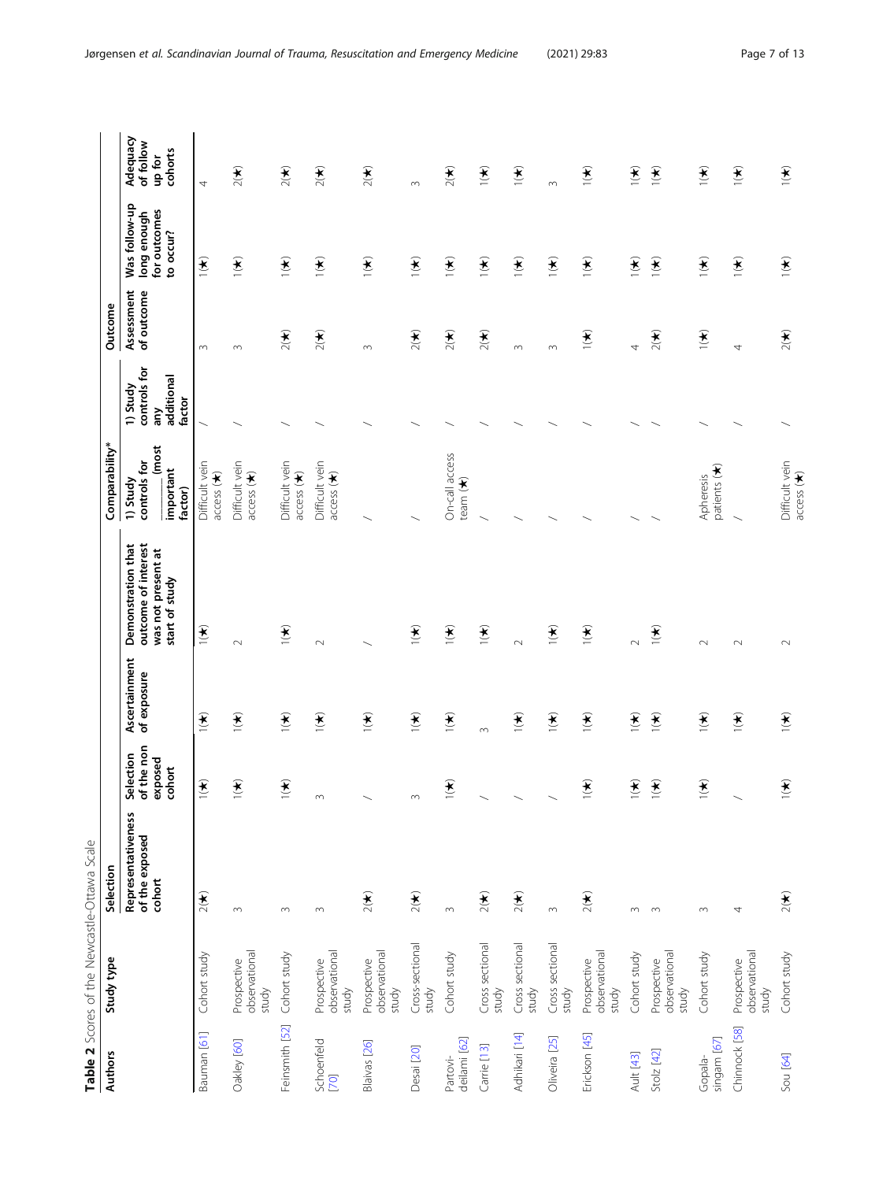**Table 2** Scores of the Newcastle-Ottawa Scale

| Authors | Study type | Selection | | | | Comparability* | | Outcome | | |
|---|---|---|---|---|---|---|---|---|---|---|
| | | Representativeness of the exposed cohort | Selection of the non exposed cohort | Ascertainment of exposure | Demonstration that outcome of interest was not present at start of study | 1) Study controls for ______ (most important factor) | 1) Study controls for any additional factor | Assessment of outcome | Was follow-up long enough for outcomes to occur? | Adequacy of follow up for cohorts |
| Bauman [61] | Cohort study | 2(★) | 1(★) | 1(★) | 1(★) | Difficult vein access (★) | / | 3 | 1(★) | 4 |
| Oakley [60] | Prospective observational study | 3 | 1(★) | 1(★) | 2 | Difficult vein access (★) | / | 3 | 1(★) | 2(★) |
| Feinsmith [52] | Cohort study | 3 | 1(★) | 1(★) | 1(★) | Difficult vein access (★) | / | 2(★) | 1(★) | 2(★) |
| Schoenfeld [70] | Prospective observational study | 3 | 3 | 1(★) | 2 | Difficult vein access (★) | / | 2(★) | 1(★) | 2(★) |
| Blaivas [26] | Prospective observational study | 2(★) | / | 1(★) | / | / | / | 3 | 1(★) | 2(★) |
| Desai [20] | Cross-sectional study | 2(★) | 3 | 1(★) | 1(★) | / | / | 2(★) | 1(★) | 3 |
| Partovi-deilami [62] | Cohort study | 3 | 1(★) | 1(★) | 1(★) | On-call access team (★) | / | 2(★) | 1(★) | 2(★) |
| Carrie [13] | Cross sectional study | 2(★) | / | 3 | 1(★) | / | / | 2(★) | 1(★) | 1(★) |
| Adhikari [14] | Cross sectional study | 2(★) | / | 1(★) | 2 | / | / | 3 | 1(★) | 1(★) |
| Oliveira [25] | Cross sectional study | 3 | / | 1(★) | 1(★) | / | / | 3 | 1(★) | 3 |
| Erickson [45] | Prospective observational study | 2(★) | 1(★) | 1(★) | 1(★) | / | / | 1(★) | 1(★) | 1(★) |
| Ault [43] | Cohort study | 3 | 1(★) | 1(★) | 2 | / | / | 4 | 1(★) | 1(★) |
| Stolz [42] | Prospective observational study | 3 | 1(★) | 1(★) | 1(★) | / | / | 2(★) | 1(★) | 1(★) |
| Gopala-singam [67] | Cohort study | 3 | 1(★) | 1(★) | 2 | Apheresis patients (★) | / | 1(★) | 1(★) | 1(★) |
| Chinnock [58] | Prospective observational study | 4 | / | 1(★) | 2 | / | / | 4 | 1(★) | 1(★) |
| Sou [64] | Cohort study | 2(★) | 1(★) | 1(★) | 2 | Difficult vein access (★) | / | 2(★) | 1(★) | 1(★) |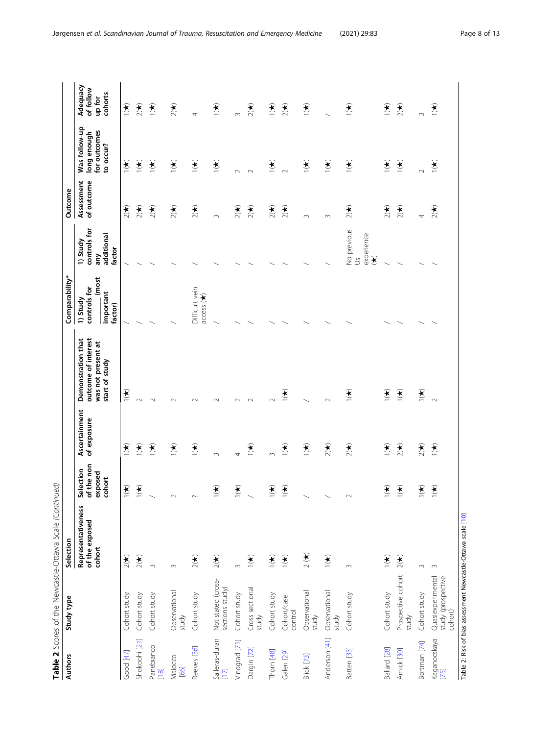**Table 2** Scores of the Newcastle-Ottawa Scale *(Continued)*

| Authors | Study type | Selection | | | | Comparability* | | Outcome | | |
|---|---|---|---|---|---|---|---|---|---|---|
| | | Representativeness of the exposed cohort | Selection of the non exposed cohort | Ascertainment of exposure | Demonstration that outcome of interest was not present at start of study | 1) Study controls for ____ (most important factor) | 1) Study controls for any additional factor | Assessment of outcome | Was follow-up long enough for outcomes to occur? | Adequacy of follow up for cohorts |
| Good [47] | Cohort study | 2(★) | 1(★) | 1(★) | 1(★) | / | / | 2(★) | 1(★) | 1(★) |
| Shokoohi [21] | Cohort study | 2(★) | 1(★) | 1(★) | 2 | / | / | 2(★) | 1(★) | 2(★) |
| Panebianco [18] | Cohort study | 3 | / | 1(★) | 2 | / | / | 2(★) | 1(★) | 1(★) |
| Maiocco [66] | Observational study | 3 | 2 | 1(★) | 2 | / | / | 2(★) | 1(★) | 2(★) |
| Reeves [36] | Cohort study | 2(★) | ? | 1(★) | 2 | Difficult vein access (★) | / | 2(★) | 1(★) | 4 |
| Salleras-duran [17] | Not stated (cross-sections study) | 2(★) | 1(★) | 3 | 2 | / | / | 3 | 1(★) | 1(★) |
| Vinograd [71] | Cohort study | 3 | 1(★) | 4 | 2 | / | / | 2(★) | 2 | 3 |
| Dargin [72] | Cross sectional study | 1(★) | / | 1(★) | 2 | / | / | 2(★) | 2 | 2(★) |
| Thorn [48] | Cohort study | 1(★) | 1(★) | 3 | 2 | / | / | 2(★) | 1(★) | 1(★) |
| Galen [29] | Cohort/case control | 1(★) | 1(★) | 1(★) | 1(★) | / | / | 2(★) | 2 | 2(★) |
| Blick [73] | Observational study | / | / | 1(★) | / | / | / | 3 | 1(★) | 1(★) |
| Anderson [41] | Observational study | 1(★) | / | 2(★) | 2 | / | / | 3 | 1(★) | / |
| Batten [33] | Cohort study | 3 | 2 | 2(★) | 1(★) | / | No previous Us experience (★) | 2(★) | 1(★) | 1(★) |
| Ballard [28] | Cohort study | 1(★) | 1(★) | 1(★) | 1(★) | / | / | 2(★) | 1(★) | 1(★) |
| Amick [30] | Prospective cohort study | 2(★) | 1(★) | 2(★) | 1(★) | / | / | 2(★) | 1(★) | 2(★) |
| Bortman [74] | Cohort study | 3 | 1(★) | 2(★) | 1(★) | / | / | 4 | 2 | 3 |
| Kaganocskaya [75] | Quasiexperimental study (prospective cohort) | 3 | 1(★) | 1(★) | 2 | / | / | 2(★) | 1(★) | 1(★) |

Table 2: Risk of bias assessment Newcastle-Ottawa scale [10]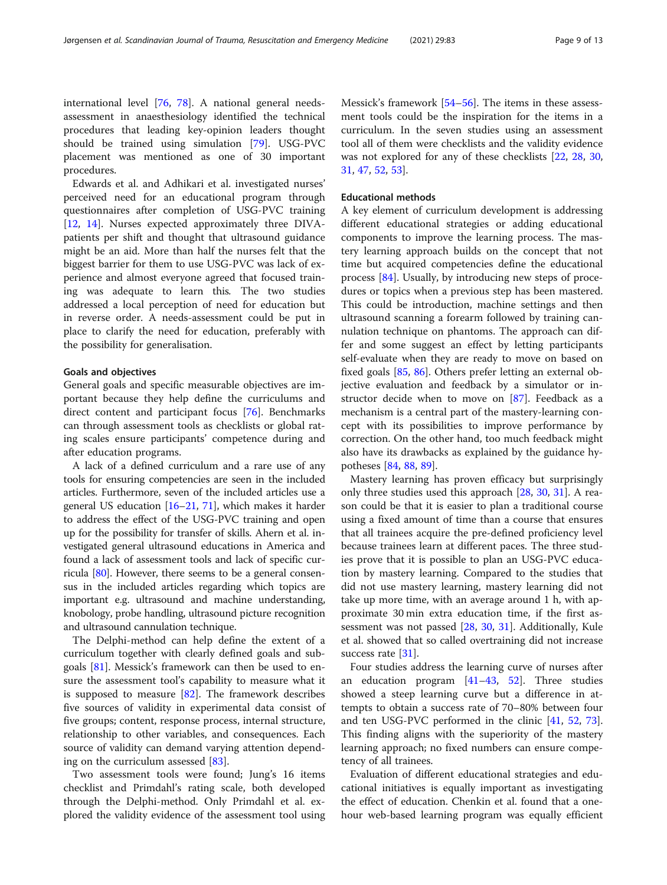international level [76, 78]. A national general needs-assessment in anaesthesiology identified the technical procedures that leading key-opinion leaders thought should be trained using simulation [79]. USG-PVC placement was mentioned as one of 30 important procedures.

Edwards et al. and Adhikari et al. investigated nurses' perceived need for an educational program through questionnaires after completion of USG-PVC training [12, 14]. Nurses expected approximately three DIVA-patients per shift and thought that ultrasound guidance might be an aid. More than half the nurses felt that the biggest barrier for them to use USG-PVC was lack of experience and almost everyone agreed that focused training was adequate to learn this. The two studies addressed a local perception of need for education but in reverse order. A needs-assessment could be put in place to clarify the need for education, preferably with the possibility for generalisation.

#### Goals and objectives

General goals and specific measurable objectives are important because they help define the curriculums and direct content and participant focus [76]. Benchmarks can through assessment tools as checklists or global rating scales ensure participants' competence during and after education programs.

A lack of a defined curriculum and a rare use of any tools for ensuring competencies are seen in the included articles. Furthermore, seven of the included articles use a general US education [16–21, 71], which makes it harder to address the effect of the USG-PVC training and open up for the possibility for transfer of skills. Ahern et al. investigated general ultrasound educations in America and found a lack of assessment tools and lack of specific curricula [80]. However, there seems to be a general consensus in the included articles regarding which topics are important e.g. ultrasound and machine understanding, knobology, probe handling, ultrasound picture recognition and ultrasound cannulation technique.

The Delphi-method can help define the extent of a curriculum together with clearly defined goals and subgoals [81]. Messick's framework can then be used to ensure the assessment tool's capability to measure what it is supposed to measure [82]. The framework describes five sources of validity in experimental data consist of five groups; content, response process, internal structure, relationship to other variables, and consequences. Each source of validity can demand varying attention depending on the curriculum assessed [83].

Two assessment tools were found; Jung's 16 items checklist and Primdahl's rating scale, both developed through the Delphi-method. Only Primdahl et al. explored the validity evidence of the assessment tool using Messick's framework [54–56]. The items in these assessment tools could be the inspiration for the items in a curriculum. In the seven studies using an assessment tool all of them were checklists and the validity evidence was not explored for any of these checklists [22, 28, 30, 31, 47, 52, 53].

#### Educational methods

A key element of curriculum development is addressing different educational strategies or adding educational components to improve the learning process. The mastery learning approach builds on the concept that not time but acquired competencies define the educational process [84]. Usually, by introducing new steps of procedures or topics when a previous step has been mastered. This could be introduction, machine settings and then ultrasound scanning a forearm followed by training cannulation technique on phantoms. The approach can differ and some suggest an effect by letting participants self-evaluate when they are ready to move on based on fixed goals [85, 86]. Others prefer letting an external objective evaluation and feedback by a simulator or instructor decide when to move on [87]. Feedback as a mechanism is a central part of the mastery-learning concept with its possibilities to improve performance by correction. On the other hand, too much feedback might also have its drawbacks as explained by the guidance hypotheses [84, 88, 89].

Mastery learning has proven efficacy but surprisingly only three studies used this approach [28, 30, 31]. A reason could be that it is easier to plan a traditional course using a fixed amount of time than a course that ensures that all trainees acquire the pre-defined proficiency level because trainees learn at different paces. The three studies prove that it is possible to plan an USG-PVC education by mastery learning. Compared to the studies that did not use mastery learning, mastery learning did not take up more time, with an average around 1 h, with approximate 30 min extra education time, if the first assessment was not passed [28, 30, 31]. Additionally, Kule et al. showed that so called overtraining did not increase success rate [31].

Four studies address the learning curve of nurses after an education program [41–43, 52]. Three studies showed a steep learning curve but a difference in attempts to obtain a success rate of 70–80% between four and ten USG-PVC performed in the clinic [41, 52, 73]. This finding aligns with the superiority of the mastery learning approach; no fixed numbers can ensure competency of all trainees.

Evaluation of different educational strategies and educational initiatives is equally important as investigating the effect of education. Chenkin et al. found that a one-hour web-based learning program was equally efficient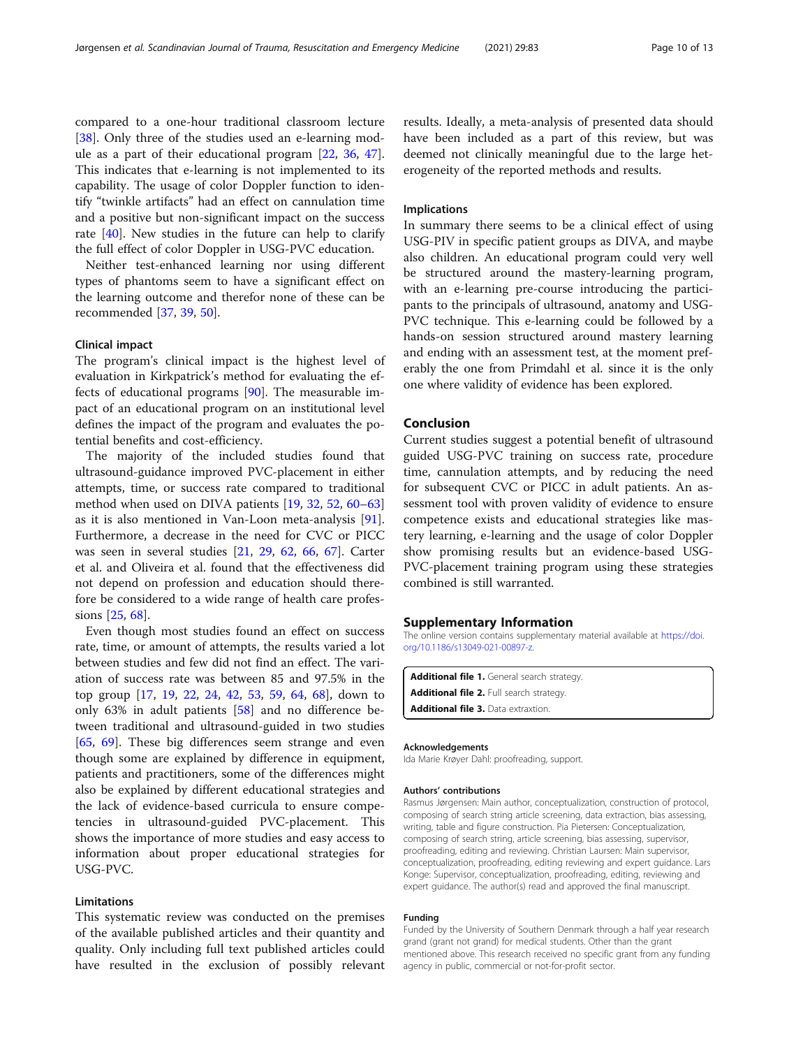compared to a one-hour traditional classroom lecture [38]. Only three of the studies used an e-learning module as a part of their educational program [22, 36, 47]. This indicates that e-learning is not implemented to its capability. The usage of color Doppler function to identify "twinkle artifacts" had an effect on cannulation time and a positive but non-significant impact on the success rate [40]. New studies in the future can help to clarify the full effect of color Doppler in USG-PVC education.

Neither test-enhanced learning nor using different types of phantoms seem to have a significant effect on the learning outcome and therefor none of these can be recommended [37, 39, 50].

### Clinical impact

The program's clinical impact is the highest level of evaluation in Kirkpatrick's method for evaluating the effects of educational programs [90]. The measurable impact of an educational program on an institutional level defines the impact of the program and evaluates the potential benefits and cost-efficiency.

The majority of the included studies found that ultrasound-guidance improved PVC-placement in either attempts, time, or success rate compared to traditional method when used on DIVA patients [19, 32, 52, 60–63] as it is also mentioned in Van-Loon meta-analysis [91]. Furthermore, a decrease in the need for CVC or PICC was seen in several studies [21, 29, 62, 66, 67]. Carter et al. and Oliveira et al. found that the effectiveness did not depend on profession and education should therefore be considered to a wide range of health care professions [25, 68].

Even though most studies found an effect on success rate, time, or amount of attempts, the results varied a lot between studies and few did not find an effect. The variation of success rate was between 85 and 97.5% in the top group [17, 19, 22, 24, 42, 53, 59, 64, 68], down to only 63% in adult patients [58] and no difference between traditional and ultrasound-guided in two studies [65, 69]. These big differences seem strange and even though some are explained by difference in equipment, patients and practitioners, some of the differences might also be explained by different educational strategies and the lack of evidence-based curricula to ensure competencies in ultrasound-guided PVC-placement. This shows the importance of more studies and easy access to information about proper educational strategies for USG-PVC.

### Limitations

This systematic review was conducted on the premises of the available published articles and their quantity and quality. Only including full text published articles could have resulted in the exclusion of possibly relevant results. Ideally, a meta-analysis of presented data should have been included as a part of this review, but was deemed not clinically meaningful due to the large heterogeneity of the reported methods and results.

### Implications

In summary there seems to be a clinical effect of using USG-PIV in specific patient groups as DIVA, and maybe also children. An educational program could very well be structured around the mastery-learning program, with an e-learning pre-course introducing the participants to the principals of ultrasound, anatomy and USG-PVC technique. This e-learning could be followed by a hands-on session structured around mastery learning and ending with an assessment test, at the moment preferably the one from Primdahl et al. since it is the only one where validity of evidence has been explored.

## Conclusion

Current studies suggest a potential benefit of ultrasound guided USG-PVC training on success rate, procedure time, cannulation attempts, and by reducing the need for subsequent CVC or PICC in adult patients. An assessment tool with proven validity of evidence to ensure competence exists and educational strategies like mastery learning, e-learning and the usage of color Doppler show promising results but an evidence-based USG-PVC-placement training program using these strategies combined is still warranted.

## Supplementary Information

The online version contains supplementary material available at https://doi.org/10.1186/s13049-021-00897-z.

**Additional file 1.** General search strategy.
**Additional file 2.** Full search strategy.
**Additional file 3.** Data extraxtion.

#### Acknowledgements

Ida Marie Krøyer Dahl: proofreading, support.

#### Authors' contributions

Rasmus Jørgensen: Main author, conceptualization, construction of protocol, composing of search string article screening, data extraction, bias assessing, writing, table and figure construction. Pia Pietersen: Conceptualization, composing of search string, article screening, bias assessing, supervisor, proofreading, editing and reviewing. Christian Laursen: Main supervisor, conceptualization, proofreading, editing reviewing and expert guidance. Lars Konge: Supervisor, conceptualization, proofreading, editing, reviewing and expert guidance. The author(s) read and approved the final manuscript.

#### Funding

Funded by the University of Southern Denmark through a half year research grand (grant not grand) for medical students. Other than the grant mentioned above. This research received no specific grant from any funding agency in public, commercial or not-for-profit sector.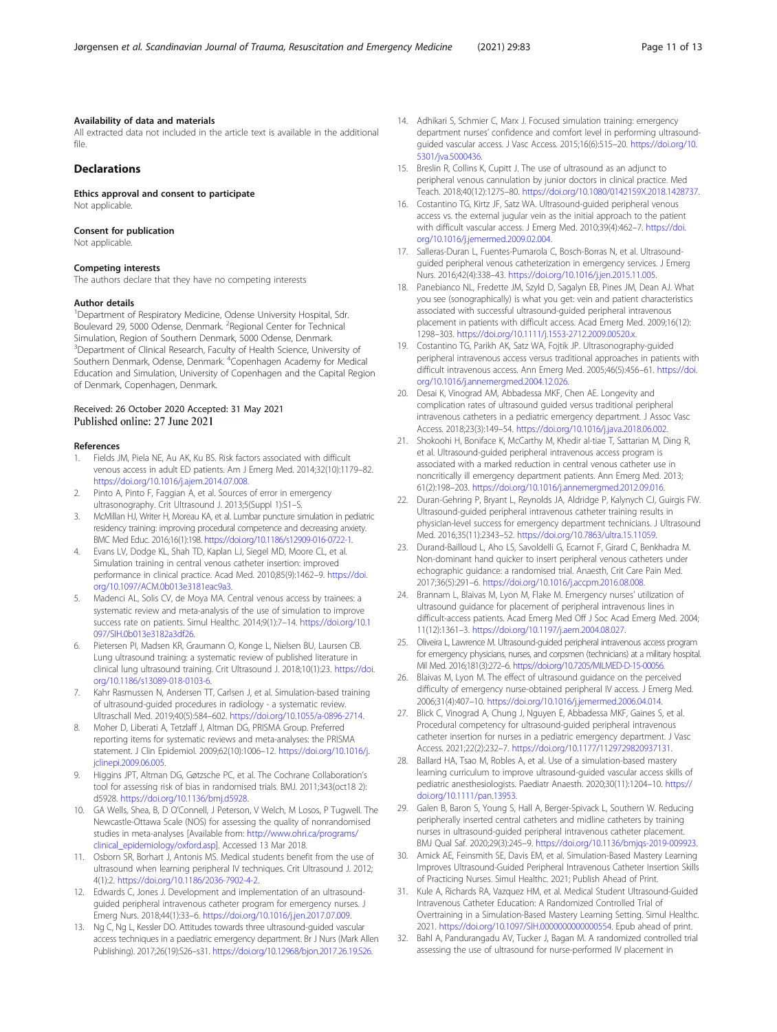### Availability of data and materials

All extracted data not included in the article text is available in the additional file.

## Declarations

### Ethics approval and consent to participate

Not applicable.

### Consent for publication

Not applicable.

### Competing interests

The authors declare that they have no competing interests

### Author details

[1]Department of Respiratory Medicine, Odense University Hospital, Sdr. Boulevard 29, 5000 Odense, Denmark. [2]Regional Center for Technical Simulation, Region of Southern Denmark, 5000 Odense, Denmark. [3]Department of Clinical Research, Faculty of Health Science, University of Southern Denmark, Odense, Denmark. [4]Copenhagen Academy for Medical Education and Simulation, University of Copenhagen and the Capital Region of Denmark, Copenhagen, Denmark.

Received: 26 October 2020 Accepted: 31 May 2021
Published online: 27 June 2021

### References

1. Fields JM, Piela NE, Au AK, Ku BS. Risk factors associated with difficult venous access in adult ED patients. Am J Emerg Med. 2014;32(10):1179–82. https://doi.org/10.1016/j.ajem.2014.07.008.
2. Pinto A, Pinto F, Faggian A, et al. Sources of error in emergency ultrasonography. Crit Ultrasound J. 2013;5(Suppl 1):S1–S.
3. McMillan HJ, Writer H, Moreau KA, et al. Lumbar puncture simulation in pediatric residency training: improving procedural competence and decreasing anxiety. BMC Med Educ. 2016;16(1):198. https://doi.org/10.1186/s12909-016-0722-1.
4. Evans LV, Dodge KL, Shah TD, Kaplan LJ, Siegel MD, Moore CL, et al. Simulation training in central venous catheter insertion: improved performance in clinical practice. Acad Med. 2010;85(9):1462–9. https://doi.org/10.1097/ACM.0b013e3181eac9a3.
5. Madenci AL, Solis CV, de Moya MA. Central venous access by trainees: a systematic review and meta-analysis of the use of simulation to improve success rate on patients. Simul Healthc. 2014;9(1):7–14. https://doi.org/10.1097/SIH.0b013e3182a3df26.
6. Pietersen PI, Madsen KR, Graumann O, Konge L, Nielsen BU, Laursen CB. Lung ultrasound training: a systematic review of published literature in clinical lung ultrasound training. Crit Ultrasound J. 2018;10(1):23. https://doi.org/10.1186/s13089-018-0103-6.
7. Kahr Rasmussen N, Andersen TT, Carlsen J, et al. Simulation-based training of ultrasound-guided procedures in radiology - a systematic review. Ultraschall Med. 2019;40(5):584–602. https://doi.org/10.1055/a-0896-2714.
8. Moher D, Liberati A, Tetzlaff J, Altman DG, PRISMA Group. Preferred reporting items for systematic reviews and meta-analyses: the PRISMA statement. J Clin Epidemiol. 2009;62(10):1006–12. https://doi.org/10.1016/j.jclinepi.2009.06.005.
9. Higgins JPT, Altman DG, Gøtzsche PC, et al. The Cochrane Collaboration's tool for assessing risk of bias in randomised trials. BMJ. 2011;343(oct18 2):d5928. https://doi.org/10.1136/bmj.d5928.
10. GA Wells, Shea, B, D O'Connell, J Peterson, V Welch, M Losos, P Tugwell. The Newcastle-Ottawa Scale (NOS) for assessing the quality of nonrandomised studies in meta-analyses [Available from: http://www.ohri.ca/programs/clinical_epidemiology/oxford.asp]. Accessed 13 Mar 2018.
11. Osborn SR, Borhart J, Antonis MS. Medical students benefit from the use of ultrasound when learning peripheral IV techniques. Crit Ultrasound J. 2012;4(1):2. https://doi.org/10.1186/2036-7902-4-2.
12. Edwards C, Jones J. Development and implementation of an ultrasound-guided peripheral intravenous catheter program for emergency nurses. J Emerg Nurs. 2018;44(1):33–6. https://doi.org/10.1016/j.jen.2017.07.009.
13. Ng C, Ng L, Kessler DO. Attitudes towards three ultrasound-guided vascular access techniques in a paediatric emergency department. Br J Nurs (Mark Allen Publishing). 2017;26(19):S26–s31. https://doi.org/10.12968/bjon.2017.26.19.S26.
14. Adhikari S, Schmier C, Marx J. Focused simulation training: emergency department nurses' confidence and comfort level in performing ultrasound-guided vascular access. J Vasc Access. 2015;16(6):515–20. https://doi.org/10.5301/jva.5000436.
15. Breslin R, Collins K, Cupitt J. The use of ultrasound as an adjunct to peripheral venous cannulation by junior doctors in clinical practice. Med Teach. 2018;40(12):1275–80. https://doi.org/10.1080/0142159X.2018.1428737.
16. Costantino TG, Kirtz JF, Satz WA. Ultrasound-guided peripheral venous access vs. the external jugular vein as the initial approach to the patient with difficult vascular access. J Emerg Med. 2010;39(4):462–7. https://doi.org/10.1016/j.jemermed.2009.02.004.
17. Salleras-Duran L, Fuentes-Pumarola C, Bosch-Borras N, et al. Ultrasound-guided peripheral venous catheterization in emergency services. J Emerg Nurs. 2016;42(4):338–43. https://doi.org/10.1016/j.jen.2015.11.005.
18. Panebianco NL, Fredette JM, Szyld D, Sagalyn EB, Pines JM, Dean AJ. What you see (sonographically) is what you get: vein and patient characteristics associated with successful ultrasound-guided peripheral intravenous placement in patients with difficult access. Acad Emerg Med. 2009;16(12):1298–303. https://doi.org/10.1111/j.1553-2712.2009.00520.x.
19. Costantino TG, Parikh AK, Satz WA, Fojtik JP. Ultrasonography-guided peripheral intravenous access versus traditional approaches in patients with difficult intravenous access. Ann Emerg Med. 2005;46(5):456–61. https://doi.org/10.1016/j.annemergmed.2004.12.026.
20. Desai K, Vinograd AM, Abbadessa MKF, Chen AE. Longevity and complication rates of ultrasound guided versus traditional peripheral intravenous catheters in a pediatric emergency department. J Assoc Vasc Access. 2018;23(3):149–54. https://doi.org/10.1016/j.java.2018.06.002.
21. Shokoohi H, Boniface K, McCarthy M, Khedir al-tiae T, Sattarian M, Ding R, et al. Ultrasound-guided peripheral intravenous access program is associated with a marked reduction in central venous catheter use in noncritically ill emergency department patients. Ann Emerg Med. 2013;61(2):198–203. https://doi.org/10.1016/j.annemergmed.2012.09.016.
22. Duran-Gehring P, Bryant L, Reynolds JA, Aldridge P, Kalynych CJ, Guirgis FW. Ultrasound-guided peripheral intravenous catheter training results in physician-level success for emergency department technicians. J Ultrasound Med. 2016;35(11):2343–52. https://doi.org/10.7863/ultra.15.11059.
23. Durand-Bailloud L, Aho LS, Savoldelli G, Ecarnot F, Girard C, Benkhadra M. Non-dominant hand quicker to insert peripheral venous catheters under echographic guidance: a randomised trial. Anaesth, Crit Care Pain Med. 2017;36(5):291–6. https://doi.org/10.1016/j.accpm.2016.08.008.
24. Brannam L, Blaivas M, Lyon M, Flake M. Emergency nurses' utilization of ultrasound guidance for placement of peripheral intravenous lines in difficult-access patients. Acad Emerg Med Off J Soc Acad Emerg Med. 2004;11(12):1361–3. https://doi.org/10.1197/j.aem.2004.08.027.
25. Oliveira L, Lawrence M. Ultrasound-guided peripheral intravenous access program for emergency physicians, nurses, and corpsmen (technicians) at a military hospital. Mil Med. 2016;181(3):272–6. https://doi.org/10.7205/MILMED-D-15-00056.
26. Blaivas M, Lyon M. The effect of ultrasound guidance on the perceived difficulty of emergency nurse-obtained peripheral IV access. J Emerg Med. 2006;31(4):407–10. https://doi.org/10.1016/j.jemermed.2006.04.014.
27. Blick C, Vinograd A, Chung J, Nguyen E, Abbadessa MKF, Gaines S, et al. Procedural competency for ultrasound-guided peripheral intravenous catheter insertion for nurses in a pediatric emergency department. J Vasc Access. 2021;22(2):232–7. https://doi.org/10.1177/1129729820937131.
28. Ballard HA, Tsao M, Robles A, et al. Use of a simulation-based mastery learning curriculum to improve ultrasound-guided vascular access skills of pediatric anesthesiologists. Paediatr Anaesth. 2020;30(11):1204–10. https://doi.org/10.1111/pan.13953.
29. Galen B, Baron S, Young S, Hall A, Berger-Spivack L, Southern W. Reducing peripherally inserted central catheters and midline catheters by training nurses in ultrasound-guided peripheral intravenous catheter placement. BMJ Qual Saf. 2020;29(3):245–9. https://doi.org/10.1136/bmjqs-2019-009923.
30. Amick AE, Feinsmith SE, Davis EM, et al. Simulation-Based Mastery Learning Improves Ultrasound-Guided Peripheral Intravenous Catheter Insertion Skills of Practicing Nurses. Simul Healthc. 2021; Publish Ahead of Print.
31. Kule A, Richards RA, Vazquez HM, et al. Medical Student Ultrasound-Guided Intravenous Catheter Education: A Randomized Controlled Trial of Overtraining in a Simulation-Based Mastery Learning Setting. Simul Healthc. 2021. https://doi.org/10.1097/SIH.0000000000000554. Epub ahead of print.
32. Bahl A, Pandurangadu AV, Tucker J, Bagan M. A randomized controlled trial assessing the use of ultrasound for nurse-performed IV placement in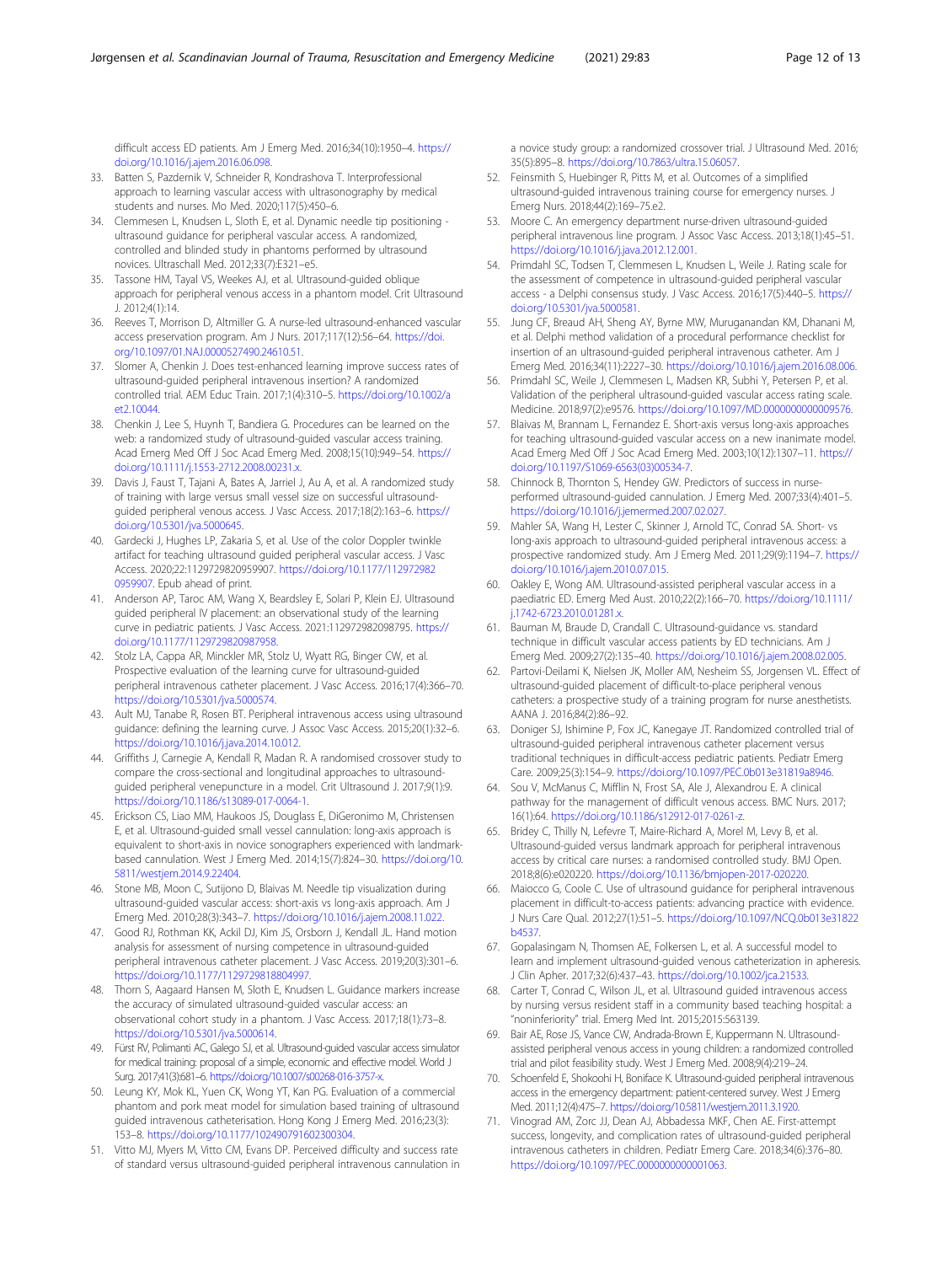difficult access ED patients. Am J Emerg Med. 2016;34(10):1950–4. https://doi.org/10.1016/j.ajem.2016.06.098.

33. Batten S, Pazdernik V, Schneider R, Kondrashova T. Interprofessional approach to learning vascular access with ultrasonography by medical students and nurses. Mo Med. 2020;117(5):450–6.
34. Clemmesen L, Knudsen L, Sloth E, et al. Dynamic needle tip positioning - ultrasound guidance for peripheral vascular access. A randomized, controlled and blinded study in phantoms performed by ultrasound novices. Ultraschall Med. 2012;33(7):E321–e5.
35. Tassone HM, Tayal VS, Weekes AJ, et al. Ultrasound-guided oblique approach for peripheral venous access in a phantom model. Crit Ultrasound J. 2012;4(1):14.
36. Reeves T, Morrison D, Altmiller G. A nurse-led ultrasound-enhanced vascular access preservation program. Am J Nurs. 2017;117(12):56–64. https://doi.org/10.1097/01.NAJ.0000527490.24610.51.
37. Slomer A, Chenkin J. Does test-enhanced learning improve success rates of ultrasound-guided peripheral intravenous insertion? A randomized controlled trial. AEM Educ Train. 2017;1(4):310–5. https://doi.org/10.1002/aet2.10044.
38. Chenkin J, Lee S, Huynh T, Bandiera G. Procedures can be learned on the web: a randomized study of ultrasound-guided vascular access training. Acad Emerg Med Off J Soc Acad Emerg Med. 2008;15(10):949–54. https://doi.org/10.1111/j.1553-2712.2008.00231.x.
39. Davis J, Faust T, Tajani A, Bates A, Jarriel J, Au A, et al. A randomized study of training with large versus small vessel size on successful ultrasound-guided peripheral venous access. J Vasc Access. 2017;18(2):163–6. https://doi.org/10.5301/jva.5000645.
40. Gardecki J, Hughes LP, Zakaria S, et al. Use of the color Doppler twinkle artifact for teaching ultrasound guided peripheral vascular access. J Vasc Access. 2020;22:1129729820959907. https://doi.org/10.1177/1129729820959907. Epub ahead of print.
41. Anderson AP, Taroc AM, Wang X, Beardsley E, Solari P, Klein EJ. Ultrasound guided peripheral IV placement: an observational study of the learning curve in pediatric patients. J Vasc Access. 2021:112972982098795. https://doi.org/10.1177/1129729820987958.
42. Stolz LA, Cappa AR, Minckler MR, Stolz U, Wyatt RG, Binger CW, et al. Prospective evaluation of the learning curve for ultrasound-guided peripheral intravenous catheter placement. J Vasc Access. 2016;17(4):366–70. https://doi.org/10.5301/jva.5000574.
43. Ault MJ, Tanabe R, Rosen BT. Peripheral intravenous access using ultrasound guidance: defining the learning curve. J Assoc Vasc Access. 2015;20(1):32–6. https://doi.org/10.1016/j.java.2014.10.012.
44. Griffiths J, Carnegie A, Kendall R, Madan R. A randomised crossover study to compare the cross-sectional and longitudinal approaches to ultrasound-guided peripheral venepuncture in a model. Crit Ultrasound J. 2017;9(1):9. https://doi.org/10.1186/s13089-017-0064-1.
45. Erickson CS, Liao MM, Haukoos JS, Douglass E, DiGeronimo M, Christensen E, et al. Ultrasound-guided small vessel cannulation: long-axis approach is equivalent to short-axis in novice sonographers experienced with landmark-based cannulation. West J Emerg Med. 2014;15(7):824–30. https://doi.org/10.5811/westjem.2014.9.22404.
46. Stone MB, Moon C, Sutijono D, Blaivas M. Needle tip visualization during ultrasound-guided vascular access: short-axis vs long-axis approach. Am J Emerg Med. 2010;28(3):343–7. https://doi.org/10.1016/j.ajem.2008.11.022.
47. Good RJ, Rothman KK, Ackil DJ, Kim JS, Orsborn J, Kendall JL. Hand motion analysis for assessment of nursing competence in ultrasound-guided peripheral intravenous catheter placement. J Vasc Access. 2019;20(3):301–6. https://doi.org/10.1177/1129729818804997.
48. Thorn S, Aagaard Hansen M, Sloth E, Knudsen L. Guidance markers increase the accuracy of simulated ultrasound-guided vascular access: an observational cohort study in a phantom. J Vasc Access. 2017;18(1):73–8. https://doi.org/10.5301/jva.5000614.
49. Fürst RV, Polimanti AC, Galego SJ, et al. Ultrasound-guided vascular access simulator for medical training: proposal of a simple, economic and effective model. World J Surg. 2017;41(3):681–6. https://doi.org/10.1007/s00268-016-3757-x.
50. Leung KY, Mok KL, Yuen CK, Wong YT, Kan PG. Evaluation of a commercial phantom and pork meat model for simulation based training of ultrasound guided intravenous catheterisation. Hong Kong J Emerg Med. 2016;23(3):153–8. https://doi.org/10.1177/102490791602300304.
51. Vitto MJ, Myers M, Vitto CM, Evans DP. Perceived difficulty and success rate of standard versus ultrasound-guided peripheral intravenous cannulation in a novice study group: a randomized crossover trial. J Ultrasound Med. 2016;35(5):895–8. https://doi.org/10.7863/ultra.15.06057.
52. Feinsmith S, Huebinger R, Pitts M, et al. Outcomes of a simplified ultrasound-guided intravenous training course for emergency nurses. J Emerg Nurs. 2018;44(2):169–75.e2.
53. Moore C. An emergency department nurse-driven ultrasound-guided peripheral intravenous line program. J Assoc Vasc Access. 2013;18(1):45–51. https://doi.org/10.1016/j.java.2012.12.001.
54. Primdahl SC, Todsen T, Clemmesen L, Knudsen L, Weile J. Rating scale for the assessment of competence in ultrasound-guided peripheral vascular access - a Delphi consensus study. J Vasc Access. 2016;17(5):440–5. https://doi.org/10.5301/jva.5000581.
55. Jung CF, Breaud AH, Sheng AY, Byrne MW, Muruganandan KM, Dhanani M, et al. Delphi method validation of a procedural performance checklist for insertion of an ultrasound-guided peripheral intravenous catheter. Am J Emerg Med. 2016;34(11):2227–30. https://doi.org/10.1016/j.ajem.2016.08.006.
56. Primdahl SC, Weile J, Clemmesen L, Madsen KR, Subhi Y, Petersen P, et al. Validation of the peripheral ultrasound-guided vascular access rating scale. Medicine. 2018;97(2):e9576. https://doi.org/10.1097/MD.0000000000009576.
57. Blaivas M, Brannam L, Fernandez E. Short-axis versus long-axis approaches for teaching ultrasound-guided vascular access on a new inanimate model. Acad Emerg Med Off J Soc Acad Emerg Med. 2003;10(12):1307–11. https://doi.org/10.1197/S1069-6563(03)00534-7.
58. Chinnock B, Thornton S, Hendey GW. Predictors of success in nurse-performed ultrasound-guided cannulation. J Emerg Med. 2007;33(4):401–5. https://doi.org/10.1016/j.jemermed.2007.02.027.
59. Mahler SA, Wang H, Lester C, Skinner J, Arnold TC, Conrad SA. Short- vs long-axis approach to ultrasound-guided peripheral intravenous access: a prospective randomized study. Am J Emerg Med. 2011;29(9):1194–7. https://doi.org/10.1016/j.ajem.2010.07.015.
60. Oakley E, Wong AM. Ultrasound-assisted peripheral vascular access in a paediatric ED. Emerg Med Aust. 2010;22(2):166–70. https://doi.org/10.1111/j.1742-6723.2010.01281.x.
61. Bauman M, Braude D, Crandall C. Ultrasound-guidance vs. standard technique in difficult vascular access patients by ED technicians. Am J Emerg Med. 2009;27(2):135–40. https://doi.org/10.1016/j.ajem.2008.02.005.
62. Partovi-Deilami K, Nielsen JK, Moller AM, Nesheim SS, Jorgensen VL. Effect of ultrasound-guided placement of difficult-to-place peripheral venous catheters: a prospective study of a training program for nurse anesthetists. AANA J. 2016;84(2):86–92.
63. Doniger SJ, Ishimine P, Fox JC, Kanegaye JT. Randomized controlled trial of ultrasound-guided peripheral intravenous catheter placement versus traditional techniques in difficult-access pediatric patients. Pediatr Emerg Care. 2009;25(3):154–9. https://doi.org/10.1097/PEC.0b013e31819a8946.
64. Sou V, McManus C, Mifflin N, Frost SA, Ale J, Alexandrou E. A clinical pathway for the management of difficult venous access. BMC Nurs. 2017;16(1):64. https://doi.org/10.1186/s12912-017-0261-z.
65. Bridey C, Thilly N, Lefevre T, Maire-Richard A, Morel M, Levy B, et al. Ultrasound-guided versus landmark approach for peripheral intravenous access by critical care nurses: a randomised controlled study. BMJ Open. 2018;8(6):e020220. https://doi.org/10.1136/bmjopen-2017-020220.
66. Maiocco G, Coole C. Use of ultrasound guidance for peripheral intravenous placement in difficult-to-access patients: advancing practice with evidence. J Nurs Care Qual. 2012;27(1):51–5. https://doi.org/10.1097/NCQ.0b013e31822b4537.
67. Gopalasingam N, Thomsen AE, Folkersen L, et al. A successful model to learn and implement ultrasound-guided venous catheterization in apheresis. J Clin Apher. 2017;32(6):437–43. https://doi.org/10.1002/jca.21533.
68. Carter T, Conrad C, Wilson JL, et al. Ultrasound guided intravenous access by nursing versus resident staff in a community based teaching hospital: a "noninferiority" trial. Emerg Med Int. 2015;2015:563139.
69. Bair AE, Rose JS, Vance CW, Andrada-Brown E, Kuppermann N. Ultrasound-assisted peripheral venous access in young children: a randomized controlled trial and pilot feasibility study. West J Emerg Med. 2008;9(4):219–24.
70. Schoenfeld E, Shokoohi H, Boniface K. Ultrasound-guided peripheral intravenous access in the emergency department: patient-centered survey. West J Emerg Med. 2011;12(4):475–7. https://doi.org/10.5811/westjem.2011.3.1920.
71. Vinograd AM, Zorc JJ, Dean AJ, Abbadessa MKF, Chen AE. First-attempt success, longevity, and complication rates of ultrasound-guided peripheral intravenous catheters in children. Pediatr Emerg Care. 2018;34(6):376–80. https://doi.org/10.1097/PEC.0000000000001063.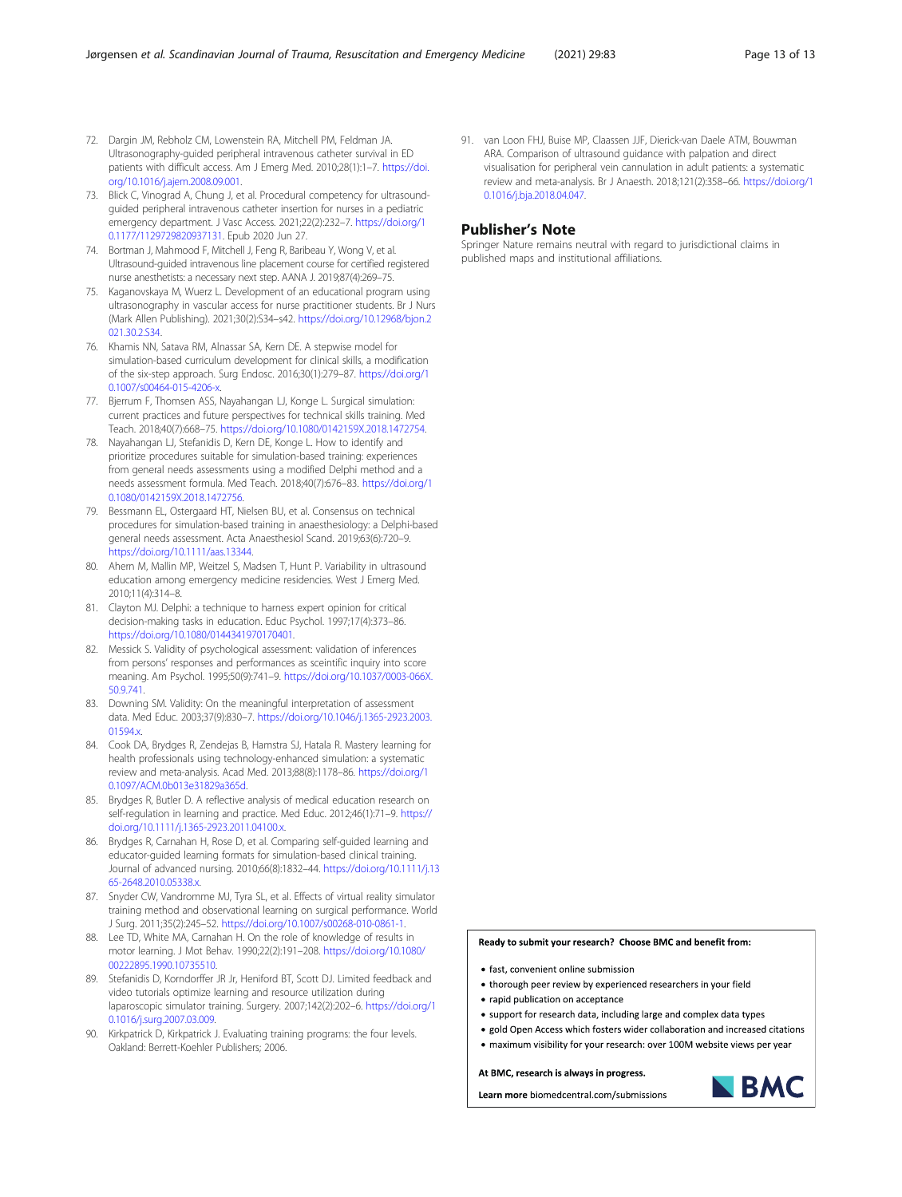72. Dargin JM, Rebholz CM, Lowenstein RA, Mitchell PM, Feldman JA. Ultrasonography-guided peripheral intravenous catheter survival in ED patients with difficult access. Am J Emerg Med. 2010;28(1):1–7. https://doi.org/10.1016/j.ajem.2008.09.001.
73. Blick C, Vinograd A, Chung J, et al. Procedural competency for ultrasound-guided peripheral intravenous catheter insertion for nurses in a pediatric emergency department. J Vasc Access. 2021;22(2):232–7. https://doi.org/10.1177/1129729820937131. Epub 2020 Jun 27.
74. Bortman J, Mahmood F, Mitchell J, Feng R, Baribeau Y, Wong V, et al. Ultrasound-guided intravenous line placement course for certified registered nurse anesthetists: a necessary next step. AANA J. 2019;87(4):269–75.
75. Kaganovskaya M, Wuerz L. Development of an educational program using ultrasonography in vascular access for nurse practitioner students. Br J Nurs (Mark Allen Publishing). 2021;30(2):S34–s42. https://doi.org/10.12968/bjon.2021.30.2.S34.
76. Khamis NN, Satava RM, Alnassar SA, Kern DE. A stepwise model for simulation-based curriculum development for clinical skills, a modification of the six-step approach. Surg Endosc. 2016;30(1):279–87. https://doi.org/10.1007/s00464-015-4206-x.
77. Bjerrum F, Thomsen ASS, Nayahangan LJ, Konge L. Surgical simulation: current practices and future perspectives for technical skills training. Med Teach. 2018;40(7):668–75. https://doi.org/10.1080/0142159X.2018.1472754.
78. Nayahangan LJ, Stefanidis D, Kern DE, Konge L. How to identify and prioritize procedures suitable for simulation-based training: experiences from general needs assessments using a modified Delphi method and a needs assessment formula. Med Teach. 2018;40(7):676–83. https://doi.org/10.1080/0142159X.2018.1472756.
79. Bessmann EL, Ostergaard HT, Nielsen BU, et al. Consensus on technical procedures for simulation-based training in anaesthesiology: a Delphi-based general needs assessment. Acta Anaesthesiol Scand. 2019;63(6):720–9. https://doi.org/10.1111/aas.13344.
80. Ahern M, Mallin MP, Weitzel S, Madsen T, Hunt P. Variability in ultrasound education among emergency medicine residencies. West J Emerg Med. 2010;11(4):314–8.
81. Clayton MJ. Delphi: a technique to harness expert opinion for critical decision-making tasks in education. Educ Psychol. 1997;17(4):373–86. https://doi.org/10.1080/0144341970170401.
82. Messick S. Validity of psychological assessment: validation of inferences from persons' responses and performances as sceintific inquiry into score meaning. Am Psychol. 1995;50(9):741–9. https://doi.org/10.1037/0003-066X.50.9.741.
83. Downing SM. Validity: On the meaningful interpretation of assessment data. Med Educ. 2003;37(9):830–7. https://doi.org/10.1046/j.1365-2923.2003.01594.x.
84. Cook DA, Brydges R, Zendejas B, Hamstra SJ, Hatala R. Mastery learning for health professionals using technology-enhanced simulation: a systematic review and meta-analysis. Acad Med. 2013;88(8):1178–86. https://doi.org/10.1097/ACM.0b013e31829a365d.
85. Brydges R, Butler D. A reflective analysis of medical education research on self-regulation in learning and practice. Med Educ. 2012;46(1):71–9. https://doi.org/10.1111/j.1365-2923.2011.04100.x.
86. Brydges R, Carnahan H, Rose D, et al. Comparing self-guided learning and educator-guided learning formats for simulation-based clinical training. Journal of advanced nursing. 2010;66(8):1832–44. https://doi.org/10.1111/j.1365-2648.2010.05338.x.
87. Snyder CW, Vandromme MJ, Tyra SL, et al. Effects of virtual reality simulator training method and observational learning on surgical performance. World J Surg. 2011;35(2):245–52. https://doi.org/10.1007/s00268-010-0861-1.
88. Lee TD, White MA, Carnahan H. On the role of knowledge of results in motor learning. J Mot Behav. 1990;22(2):191–208. https://doi.org/10.1080/00222895.1990.10735510.
89. Stefanidis D, Korndorffer JR Jr, Heniford BT, Scott DJ. Limited feedback and video tutorials optimize learning and resource utilization during laparoscopic simulator training. Surgery. 2007;142(2):202–6. https://doi.org/10.1016/j.surg.2007.03.009.
90. Kirkpatrick D, Kirkpatrick J. Evaluating training programs: the four levels. Oakland: Berrett-Koehler Publishers; 2006.
91. van Loon FHJ, Buise MP, Claassen JJF, Dierick-van Daele ATM, Bouwman ARA. Comparison of ultrasound guidance with palpation and direct visualisation for peripheral vein cannulation in adult patients: a systematic review and meta-analysis. Br J Anaesth. 2018;121(2):358–66. https://doi.org/10.1016/j.bja.2018.04.047.

## Publisher's Note

Springer Nature remains neutral with regard to jurisdictional claims in published maps and institutional affiliations.

**Ready to submit your research? Choose BMC and benefit from:**

- fast, convenient online submission
- thorough peer review by experienced researchers in your field
- rapid publication on acceptance
- support for research data, including large and complex data types
- gold Open Access which fosters wider collaboration and increased citations
- maximum visibility for your research: over 100M website views per year

**At BMC, research is always in progress.**

**Learn more** biomedcentral.com/submissions

BMC